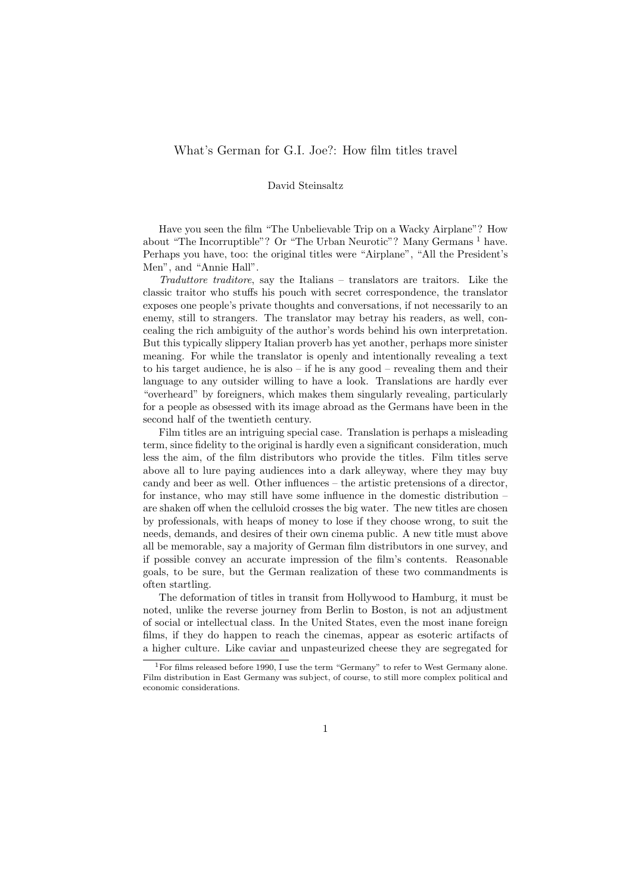# What's German for G.I. Joe?: How film titles travel

David Steinsaltz

Have you seen the film "The Unbelievable Trip on a Wacky Airplane"? How about "The Incorruptible"? Or "The Urban Neurotic"? Many Germans [1] have. Perhaps you have, too: the original titles were "Airplane", "All the President's Men", and "Annie Hall".

*Traduttore traditore*, say the Italians – translators are traitors. Like the classic traitor who stuffs his pouch with secret correspondence, the translator exposes one people's private thoughts and conversations, if not necessarily to an enemy, still to strangers. The translator may betray his readers, as well, concealing the rich ambiguity of the author's words behind his own interpretation. But this typically slippery Italian proverb has yet another, perhaps more sinister meaning. For while the translator is openly and intentionally revealing a text to his target audience, he is also – if he is any good – revealing them and their language to any outsider willing to have a look. Translations are hardly ever "overheard" by foreigners, which makes them singularly revealing, particularly for a people as obsessed with its image abroad as the Germans have been in the second half of the twentieth century.

Film titles are an intriguing special case. Translation is perhaps a misleading term, since fidelity to the original is hardly even a significant consideration, much less the aim, of the film distributors who provide the titles. Film titles serve above all to lure paying audiences into a dark alleyway, where they may buy candy and beer as well. Other influences – the artistic pretensions of a director, for instance, who may still have some influence in the domestic distribution – are shaken off when the celluloid crosses the big water. The new titles are chosen by professionals, with heaps of money to lose if they choose wrong, to suit the needs, demands, and desires of their own cinema public. A new title must above all be memorable, say a majority of German film distributors in one survey, and if possible convey an accurate impression of the film's contents. Reasonable goals, to be sure, but the German realization of these two commandments is often startling.

The deformation of titles in transit from Hollywood to Hamburg, it must be noted, unlike the reverse journey from Berlin to Boston, is not an adjustment of social or intellectual class. In the United States, even the most inane foreign films, if they do happen to reach the cinemas, appear as esoteric artifacts of a higher culture. Like caviar and unpasteurized cheese they are segregated for

[1] For films released before 1990, I use the term "Germany" to refer to West Germany alone. Film distribution in East Germany was subject, of course, to still more complex political and economic considerations.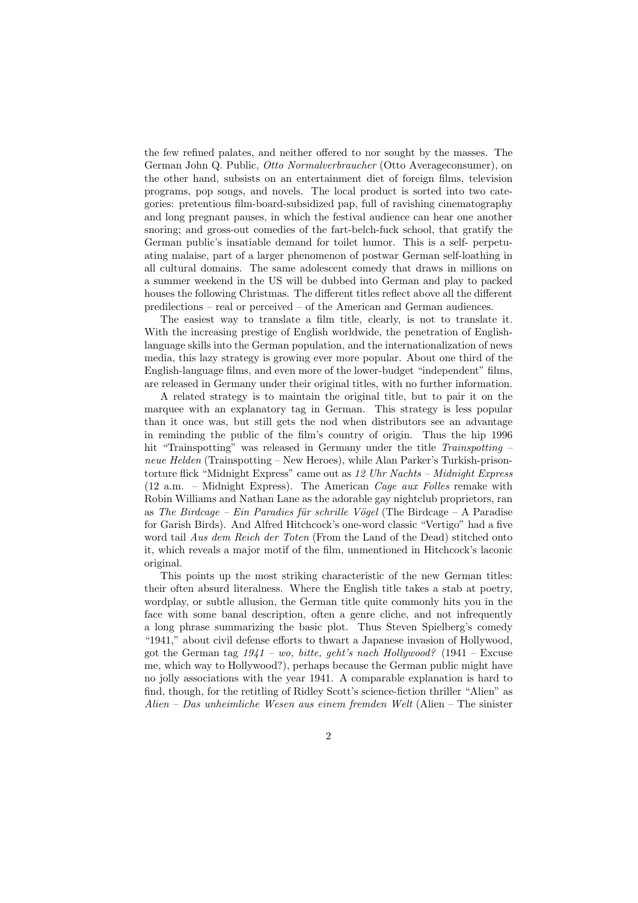the few refined palates, and neither offered to nor sought by the masses. The German John Q. Public, *Otto Normalverbraucher* (Otto Averageconsumer), on the other hand, subsists on an entertainment diet of foreign films, television programs, pop songs, and novels. The local product is sorted into two categories: pretentious film-board-subsidized pap, full of ravishing cinematography and long pregnant pauses, in which the festival audience can hear one another snoring; and gross-out comedies of the fart-belch-fuck school, that gratify the German public's insatiable demand for toilet humor. This is a self- perpetuating malaise, part of a larger phenomenon of postwar German self-loathing in all cultural domains. The same adolescent comedy that draws in millions on a summer weekend in the US will be dubbed into German and play to packed houses the following Christmas. The different titles reflect above all the different predilections – real or perceived – of the American and German audiences.

The easiest way to translate a film title, clearly, is not to translate it. With the increasing prestige of English worldwide, the penetration of English-language skills into the German population, and the internationalization of news media, this lazy strategy is growing ever more popular. About one third of the English-language films, and even more of the lower-budget "independent" films, are released in Germany under their original titles, with no further information.

A related strategy is to maintain the original title, but to pair it on the marquee with an explanatory tag in German. This strategy is less popular than it once was, but still gets the nod when distributors see an advantage in reminding the public of the film's country of origin. Thus the hip 1996 hit "Trainspotting" was released in Germany under the title *Trainspotting – neue Helden* (Trainspotting – New Heroes), while Alan Parker's Turkish-prison-torture flick "Midnight Express" came out as *12 Uhr Nachts – Midnight Express* (12 a.m. – Midnight Express). The American *Cage aux Folles* remake with Robin Williams and Nathan Lane as the adorable gay nightclub proprietors, ran as *The Birdcage – Ein Paradies für schrille Vögel* (The Birdcage – A Paradise for Garish Birds). And Alfred Hitchcock's one-word classic "Vertigo" had a five word tail *Aus dem Reich der Toten* (From the Land of the Dead) stitched onto it, which reveals a major motif of the film, unmentioned in Hitchcock's laconic original.

This points up the most striking characteristic of the new German titles: their often absurd literalness. Where the English title takes a stab at poetry, wordplay, or subtle allusion, the German title quite commonly hits you in the face with some banal description, often a genre cliche, and not infrequently a long phrase summarizing the basic plot. Thus Steven Spielberg's comedy "1941," about civil defense efforts to thwart a Japanese invasion of Hollywood, got the German tag *1941 – wo, bitte, geht's nach Hollywood?* (1941 – Excuse me, which way to Hollywood?), perhaps because the German public might have no jolly associations with the year 1941. A comparable explanation is hard to find, though, for the retitling of Ridley Scott's science-fiction thriller "Alien" as *Alien – Das unheimliche Wesen aus einem fremden Welt* (Alien – The sinister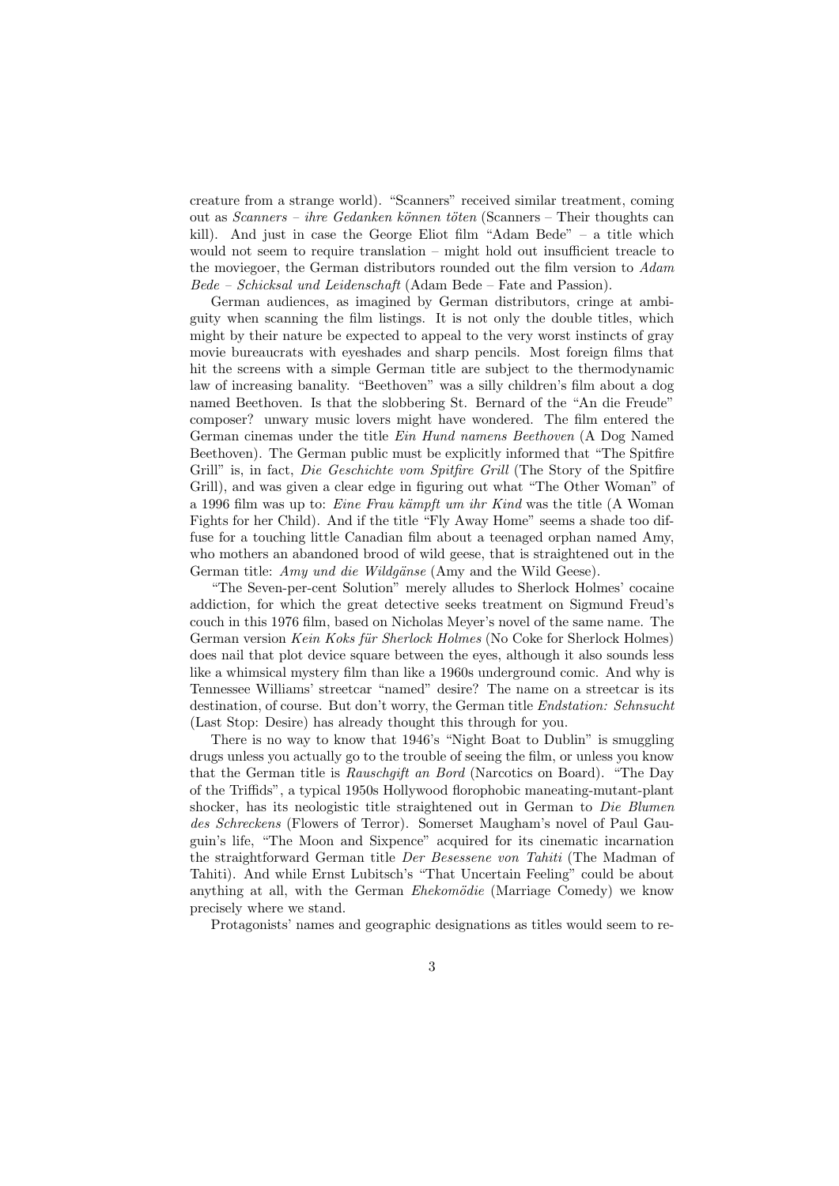creature from a strange world). "Scanners" received similar treatment, coming out as *Scanners – ihre Gedanken können töten* (Scanners – Their thoughts can kill). And just in case the George Eliot film "Adam Bede" – a title which would not seem to require translation – might hold out insufficient treacle to the moviegoer, the German distributors rounded out the film version to *Adam Bede – Schicksal und Leidenschaft* (Adam Bede – Fate and Passion).

German audiences, as imagined by German distributors, cringe at ambiguity when scanning the film listings. It is not only the double titles, which might by their nature be expected to appeal to the very worst instincts of gray movie bureaucrats with eyeshades and sharp pencils. Most foreign films that hit the screens with a simple German title are subject to the thermodynamic law of increasing banality. "Beethoven" was a silly children's film about a dog named Beethoven. Is that the slobbering St. Bernard of the "An die Freude" composer? unwary music lovers might have wondered. The film entered the German cinemas under the title *Ein Hund namens Beethoven* (A Dog Named Beethoven). The German public must be explicitly informed that "The Spitfire Grill" is, in fact, *Die Geschichte vom Spitfire Grill* (The Story of the Spitfire Grill), and was given a clear edge in figuring out what "The Other Woman" of a 1996 film was up to: *Eine Frau kämpft um ihr Kind* was the title (A Woman Fights for her Child). And if the title "Fly Away Home" seems a shade too diffuse for a touching little Canadian film about a teenaged orphan named Amy, who mothers an abandoned brood of wild geese, that is straightened out in the German title: *Amy und die Wildgänse* (Amy and the Wild Geese).

"The Seven-per-cent Solution" merely alludes to Sherlock Holmes' cocaine addiction, for which the great detective seeks treatment on Sigmund Freud's couch in this 1976 film, based on Nicholas Meyer's novel of the same name. The German version *Kein Koks für Sherlock Holmes* (No Coke for Sherlock Holmes) does nail that plot device square between the eyes, although it also sounds less like a whimsical mystery film than like a 1960s underground comic. And why is Tennessee Williams' streetcar "named" desire? The name on a streetcar is its destination, of course. But don't worry, the German title *Endstation: Sehnsucht* (Last Stop: Desire) has already thought this through for you.

There is no way to know that 1946's "Night Boat to Dublin" is smuggling drugs unless you actually go to the trouble of seeing the film, or unless you know that the German title is *Rauschgift an Bord* (Narcotics on Board). "The Day of the Triffids", a typical 1950s Hollywood florophobic maneating-mutant-plant shocker, has its neologistic title straightened out in German to *Die Blumen des Schreckens* (Flowers of Terror). Somerset Maugham's novel of Paul Gauguin's life, "The Moon and Sixpence" acquired for its cinematic incarnation the straightforward German title *Der Besessene von Tahiti* (The Madman of Tahiti). And while Ernst Lubitsch's "That Uncertain Feeling" could be about anything at all, with the German *Ehekomödie* (Marriage Comedy) we know precisely where we stand.

Protagonists' names and geographic designations as titles would seem to re-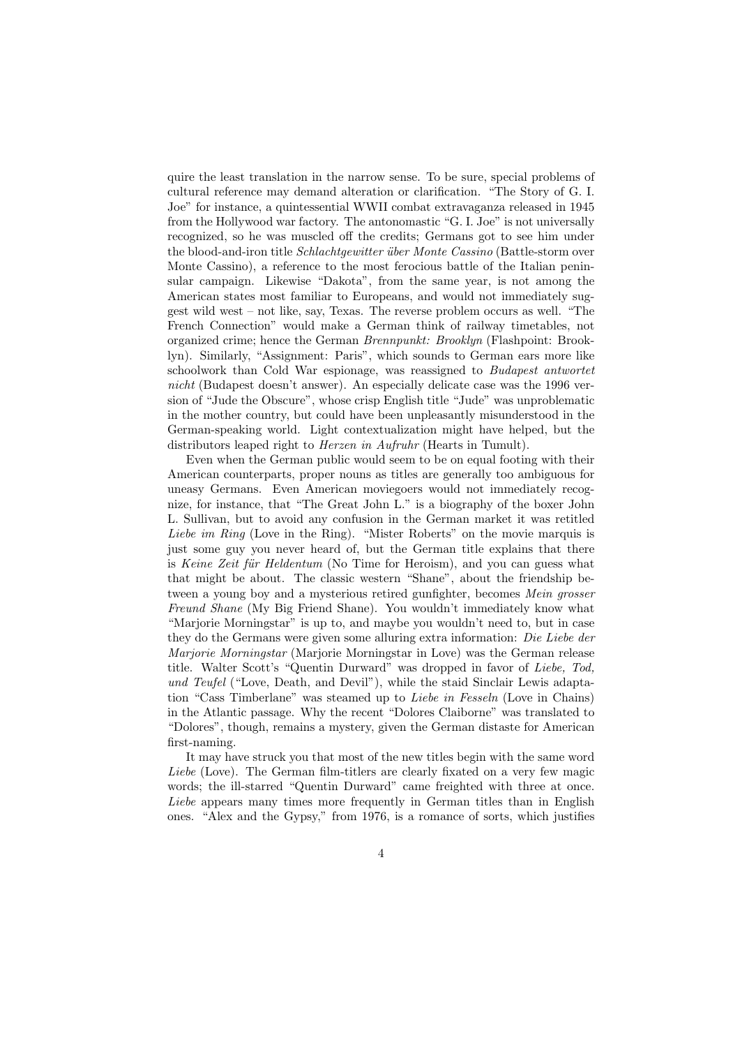quire the least translation in the narrow sense. To be sure, special problems of cultural reference may demand alteration or clarification. "The Story of G. I. Joe" for instance, a quintessential WWII combat extravaganza released in 1945 from the Hollywood war factory. The antonomastic "G. I. Joe" is not universally recognized, so he was muscled off the credits; Germans got to see him under the blood-and-iron title *Schlachtgewitter über Monte Cassino* (Battle-storm over Monte Cassino), a reference to the most ferocious battle of the Italian peninsular campaign. Likewise "Dakota", from the same year, is not among the American states most familiar to Europeans, and would not immediately suggest wild west – not like, say, Texas. The reverse problem occurs as well. "The French Connection" would make a German think of railway timetables, not organized crime; hence the German *Brennpunkt: Brooklyn* (Flashpoint: Brooklyn). Similarly, "Assignment: Paris", which sounds to German ears more like schoolwork than Cold War espionage, was reassigned to *Budapest antwortet nicht* (Budapest doesn't answer). An especially delicate case was the 1996 version of "Jude the Obscure", whose crisp English title "Jude" was unproblematic in the mother country, but could have been unpleasantly misunderstood in the German-speaking world. Light contextualization might have helped, but the distributors leaped right to *Herzen in Aufruhr* (Hearts in Tumult).

Even when the German public would seem to be on equal footing with their American counterparts, proper nouns as titles are generally too ambiguous for uneasy Germans. Even American moviegoers would not immediately recognize, for instance, that "The Great John L." is a biography of the boxer John L. Sullivan, but to avoid any confusion in the German market it was retitled *Liebe im Ring* (Love in the Ring). "Mister Roberts" on the movie marquis is just some guy you never heard of, but the German title explains that there is *Keine Zeit für Heldentum* (No Time for Heroism), and you can guess what that might be about. The classic western "Shane", about the friendship between a young boy and a mysterious retired gunfighter, becomes *Mein grosser Freund Shane* (My Big Friend Shane). You wouldn't immediately know what "Marjorie Morningstar" is up to, and maybe you wouldn't need to, but in case they do the Germans were given some alluring extra information: *Die Liebe der Marjorie Morningstar* (Marjorie Morningstar in Love) was the German release title. Walter Scott's "Quentin Durward" was dropped in favor of *Liebe, Tod, und Teufel* ("Love, Death, and Devil"), while the staid Sinclair Lewis adaptation "Cass Timberlane" was steamed up to *Liebe in Fesseln* (Love in Chains) in the Atlantic passage. Why the recent "Dolores Claiborne" was translated to "Dolores", though, remains a mystery, given the German distaste for American first-naming.

It may have struck you that most of the new titles begin with the same word *Liebe* (Love). The German film-titlers are clearly fixated on a very few magic words; the ill-starred "Quentin Durward" came freighted with three at once. *Liebe* appears many times more frequently in German titles than in English ones. "Alex and the Gypsy," from 1976, is a romance of sorts, which justifies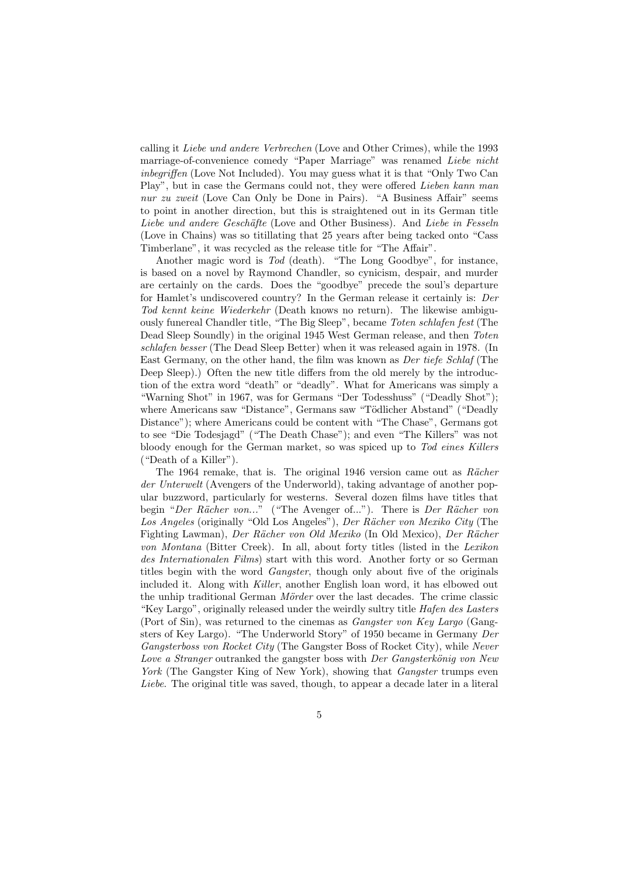calling it *Liebe und andere Verbrechen* (Love and Other Crimes), while the 1993 marriage-of-convenience comedy "Paper Marriage" was renamed *Liebe nicht inbegriffen* (Love Not Included). You may guess what it is that "Only Two Can Play", but in case the Germans could not, they were offered *Lieben kann man nur zu zweit* (Love Can Only be Done in Pairs). "A Business Affair" seems to point in another direction, but this is straightened out in its German title *Liebe und andere Geschäfte* (Love and Other Business). And *Liebe in Fesseln* (Love in Chains) was so titillating that 25 years after being tacked onto "Cass Timberlane", it was recycled as the release title for "The Affair".

Another magic word is *Tod* (death). "The Long Goodbye", for instance, is based on a novel by Raymond Chandler, so cynicism, despair, and murder are certainly on the cards. Does the "goodbye" precede the soul's departure for Hamlet's undiscovered country? In the German release it certainly is: *Der Tod kennt keine Wiederkehr* (Death knows no return). The likewise ambiguously funereal Chandler title, "The Big Sleep", became *Toten schlafen fest* (The Dead Sleep Soundly) in the original 1945 West German release, and then *Toten schlafen besser* (The Dead Sleep Better) when it was released again in 1978. (In East Germany, on the other hand, the film was known as *Der tiefe Schlaf* (The Deep Sleep).) Often the new title differs from the old merely by the introduction of the extra word "death" or "deadly". What for Americans was simply a "Warning Shot" in 1967, was for Germans "Der Todesshuss" ("Deadly Shot"); where Americans saw "Distance", Germans saw "Tödlicher Abstand" ("Deadly Distance"); where Americans could be content with "The Chase", Germans got to see "Die Todesjagd" ("The Death Chase"); and even "The Killers" was not bloody enough for the German market, so was spiced up to *Tod eines Killers* ("Death of a Killer").

The 1964 remake, that is. The original 1946 version came out as *Rächer der Unterwelt* (Avengers of the Underworld), taking advantage of another popular buzzword, particularly for westerns. Several dozen films have titles that begin "*Der Rächer von...*" ("The Avenger of..."). There is *Der Rächer von Los Angeles* (originally "Old Los Angeles"), *Der Rächer von Mexiko City* (The Fighting Lawman), *Der Rächer von Old Mexiko* (In Old Mexico), *Der Rächer von Montana* (Bitter Creek). In all, about forty titles (listed in the *Lexikon des Internationalen Films*) start with this word. Another forty or so German titles begin with the word *Gangster*, though only about five of the originals included it. Along with *Killer*, another English loan word, it has elbowed out the unhip traditional German *Mörder* over the last decades. The crime classic "Key Largo", originally released under the weirdly sultry title *Hafen des Lasters* (Port of Sin), was returned to the cinemas as *Gangster von Key Largo* (Gangsters of Key Largo). "The Underworld Story" of 1950 became in Germany *Der Gangsterboss von Rocket City* (The Gangster Boss of Rocket City), while *Never Love a Stranger* outranked the gangster boss with *Der Gangsterkönig von New York* (The Gangster King of New York), showing that *Gangster* trumps even *Liebe*. The original title was saved, though, to appear a decade later in a literal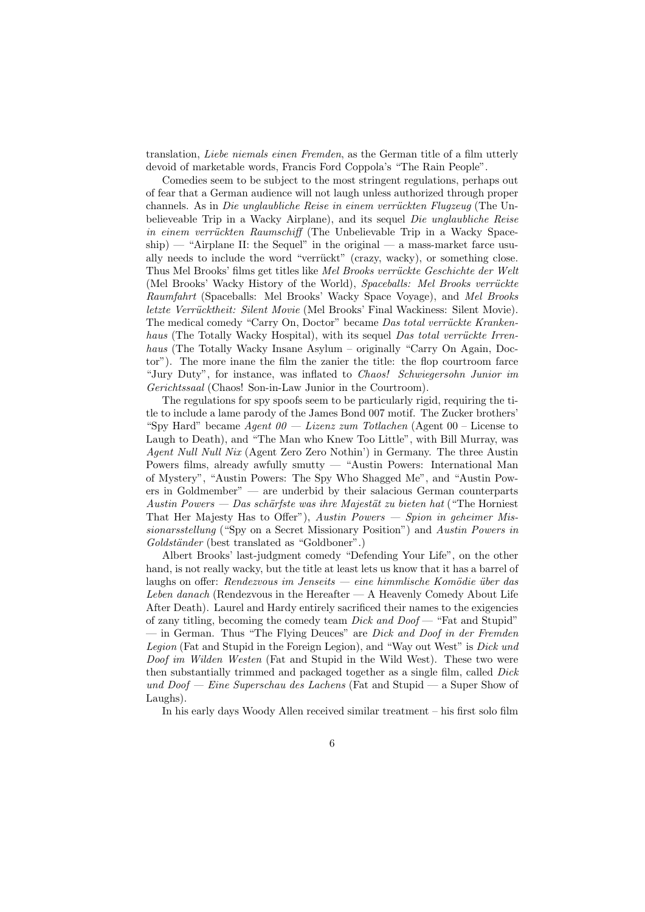translation, *Liebe niemals einen Fremden*, as the German title of a film utterly devoid of marketable words, Francis Ford Coppola's "The Rain People".

Comedies seem to be subject to the most stringent regulations, perhaps out of fear that a German audience will not laugh unless authorized through proper channels. As in *Die unglaubliche Reise in einem verrückten Flugzeug* (The Unbelieveable Trip in a Wacky Airplane), and its sequel *Die unglaubliche Reise in einem verrückten Raumschiff* (The Unbelievable Trip in a Wacky Spaceship) — "Airplane II: the Sequel" in the original — a mass-market farce usually needs to include the word "verrückt" (crazy, wacky), or something close. Thus Mel Brooks' films get titles like *Mel Brooks verrückte Geschichte der Welt* (Mel Brooks' Wacky History of the World), *Spaceballs: Mel Brooks verrückte Raumfahrt* (Spaceballs: Mel Brooks' Wacky Space Voyage), and *Mel Brooks letzte Verrücktheit: Silent Movie* (Mel Brooks' Final Wackiness: Silent Movie). The medical comedy "Carry On, Doctor" became *Das total verrückte Krankenhaus* (The Totally Wacky Hospital), with its sequel *Das total verrückte Irrenhaus* (The Totally Wacky Insane Asylum – originally "Carry On Again, Doctor"). The more inane the film the zanier the title: the flop courtroom farce "Jury Duty", for instance, was inflated to *Chaos! Schwiegersohn Junior im Gerichtssaal* (Chaos! Son-in-Law Junior in the Courtroom).

The regulations for spy spoofs seem to be particularly rigid, requiring the title to include a lame parody of the James Bond 007 motif. The Zucker brothers' "Spy Hard" became *Agent 00 — Lizenz zum Totlachen* (Agent 00 – License to Laugh to Death), and "The Man who Knew Too Little", with Bill Murray, was *Agent Null Null Nix* (Agent Zero Zero Nothin') in Germany. The three Austin Powers films, already awfully smutty — "Austin Powers: International Man of Mystery", "Austin Powers: The Spy Who Shagged Me", and "Austin Powers in Goldmember" — are underbid by their salacious German counterparts *Austin Powers — Das schärfste was ihre Majestät zu bieten hat* ("The Horniest That Her Majesty Has to Offer"), *Austin Powers — Spion in geheimer Missionarsstellung* ("Spy on a Secret Missionary Position") and *Austin Powers in Goldständer* (best translated as "Goldboner".)

Albert Brooks' last-judgment comedy "Defending Your Life", on the other hand, is not really wacky, but the title at least lets us know that it has a barrel of laughs on offer: *Rendezvous im Jenseits — eine himmlische Komödie über das Leben danach* (Rendezvous in the Hereafter — A Heavenly Comedy About Life After Death). Laurel and Hardy entirely sacrificed their names to the exigencies of zany titling, becoming the comedy team *Dick and Doof* — "Fat and Stupid" — in German. Thus "The Flying Deuces" are *Dick and Doof in der Fremden Legion* (Fat and Stupid in the Foreign Legion), and "Way out West" is *Dick und Doof im Wilden Westen* (Fat and Stupid in the Wild West). These two were then substantially trimmed and packaged together as a single film, called *Dick und Doof — Eine Superschau des Lachens* (Fat and Stupid — a Super Show of Laughs).

In his early days Woody Allen received similar treatment – his first solo film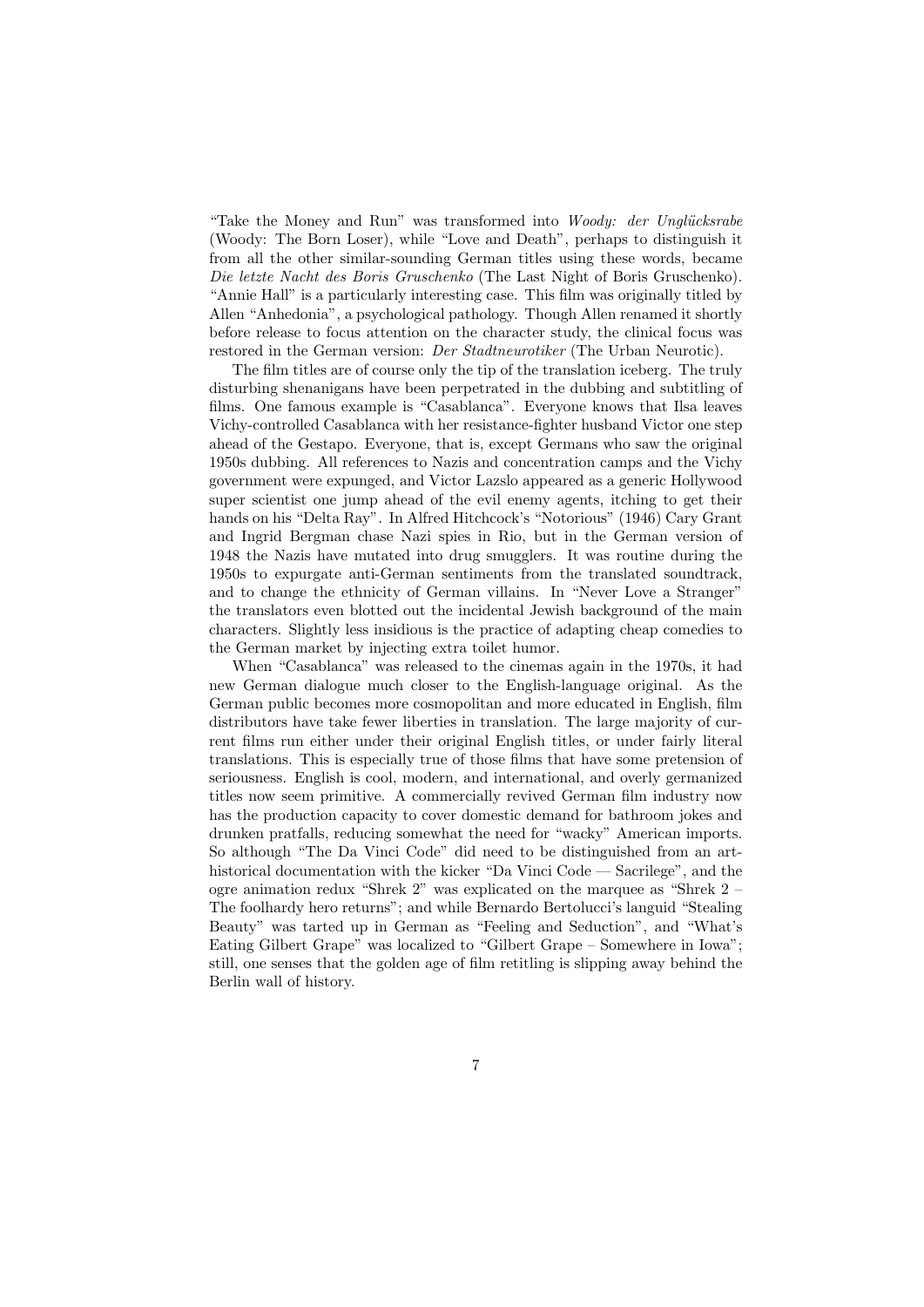"Take the Money and Run" was transformed into *Woody: der Unglücksrabe* (Woody: The Born Loser), while "Love and Death", perhaps to distinguish it from all the other similar-sounding German titles using these words, became *Die letzte Nacht des Boris Gruschenko* (The Last Night of Boris Gruschenko). "Annie Hall" is a particularly interesting case. This film was originally titled by Allen "Anhedonia", a psychological pathology. Though Allen renamed it shortly before release to focus attention on the character study, the clinical focus was restored in the German version: *Der Stadtneurotiker* (The Urban Neurotic).

The film titles are of course only the tip of the translation iceberg. The truly disturbing shenanigans have been perpetrated in the dubbing and subtitling of films. One famous example is "Casablanca". Everyone knows that Ilsa leaves Vichy-controlled Casablanca with her resistance-fighter husband Victor one step ahead of the Gestapo. Everyone, that is, except Germans who saw the original 1950s dubbing. All references to Nazis and concentration camps and the Vichy government were expunged, and Victor Lazslo appeared as a generic Hollywood super scientist one jump ahead of the evil enemy agents, itching to get their hands on his "Delta Ray". In Alfred Hitchcock's "Notorious" (1946) Cary Grant and Ingrid Bergman chase Nazi spies in Rio, but in the German version of 1948 the Nazis have mutated into drug smugglers. It was routine during the 1950s to expurgate anti-German sentiments from the translated soundtrack, and to change the ethnicity of German villains. In "Never Love a Stranger" the translators even blotted out the incidental Jewish background of the main characters. Slightly less insidious is the practice of adapting cheap comedies to the German market by injecting extra toilet humor.

When "Casablanca" was released to the cinemas again in the 1970s, it had new German dialogue much closer to the English-language original. As the German public becomes more cosmopolitan and more educated in English, film distributors have take fewer liberties in translation. The large majority of current films run either under their original English titles, or under fairly literal translations. This is especially true of those films that have some pretension of seriousness. English is cool, modern, and international, and overly germanized titles now seem primitive. A commercially revived German film industry now has the production capacity to cover domestic demand for bathroom jokes and drunken pratfalls, reducing somewhat the need for "wacky" American imports. So although "The Da Vinci Code" did need to be distinguished from an art-historical documentation with the kicker "Da Vinci Code — Sacrilege", and the ogre animation redux "Shrek 2" was explicated on the marquee as "Shrek 2 – The foolhardy hero returns"; and while Bernardo Bertolucci's languid "Stealing Beauty" was tarted up in German as "Feeling and Seduction", and "What's Eating Gilbert Grape" was localized to "Gilbert Grape – Somewhere in Iowa"; still, one senses that the golden age of film retitling is slipping away behind the Berlin wall of history.